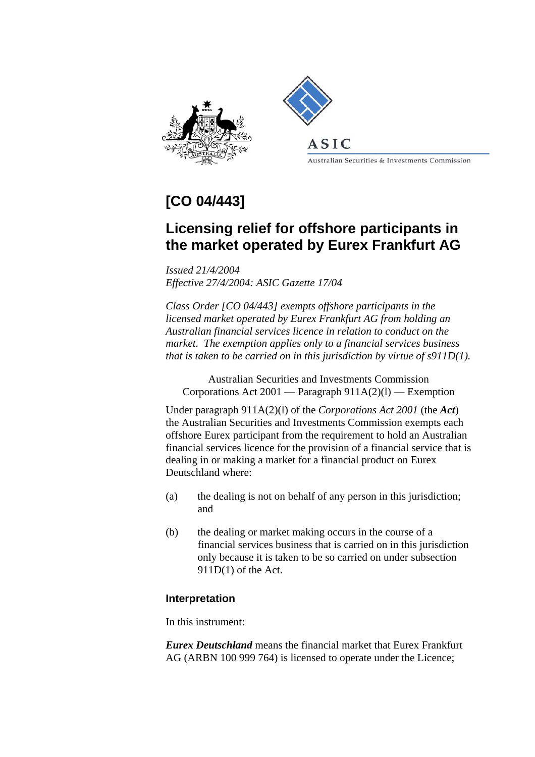# [CO 04/443]

## Licensing relief for offshore participants in the market operated by Eurex Frankfurt AG

*Issued 21/4/2004*
*Effective 27/4/2004: ASIC Gazette 17/04*

*Class Order [CO 04/443] exempts offshore participants in the licensed market operated by Eurex Frankfurt AG from holding an Australian financial services licence in relation to conduct on the market. The exemption applies only to a financial services business that is taken to be carried on in this jurisdiction by virtue of s911D(1).*

Australian Securities and Investments Commission
Corporations Act 2001 — Paragraph 911A(2)(l) — Exemption

Under paragraph 911A(2)(l) of the *Corporations Act 2001* (the ***Act***) the Australian Securities and Investments Commission exempts each offshore Eurex participant from the requirement to hold an Australian financial services licence for the provision of a financial service that is dealing in or making a market for a financial product on Eurex Deutschland where:

(a) the dealing is not on behalf of any person in this jurisdiction; and

(b) the dealing or market making occurs in the course of a financial services business that is carried on in this jurisdiction only because it is taken to be so carried on under subsection 911D(1) of the Act.

### Interpretation

In this instrument:

***Eurex Deutschland*** means the financial market that Eurex Frankfurt AG (ARBN 100 999 764) is licensed to operate under the Licence;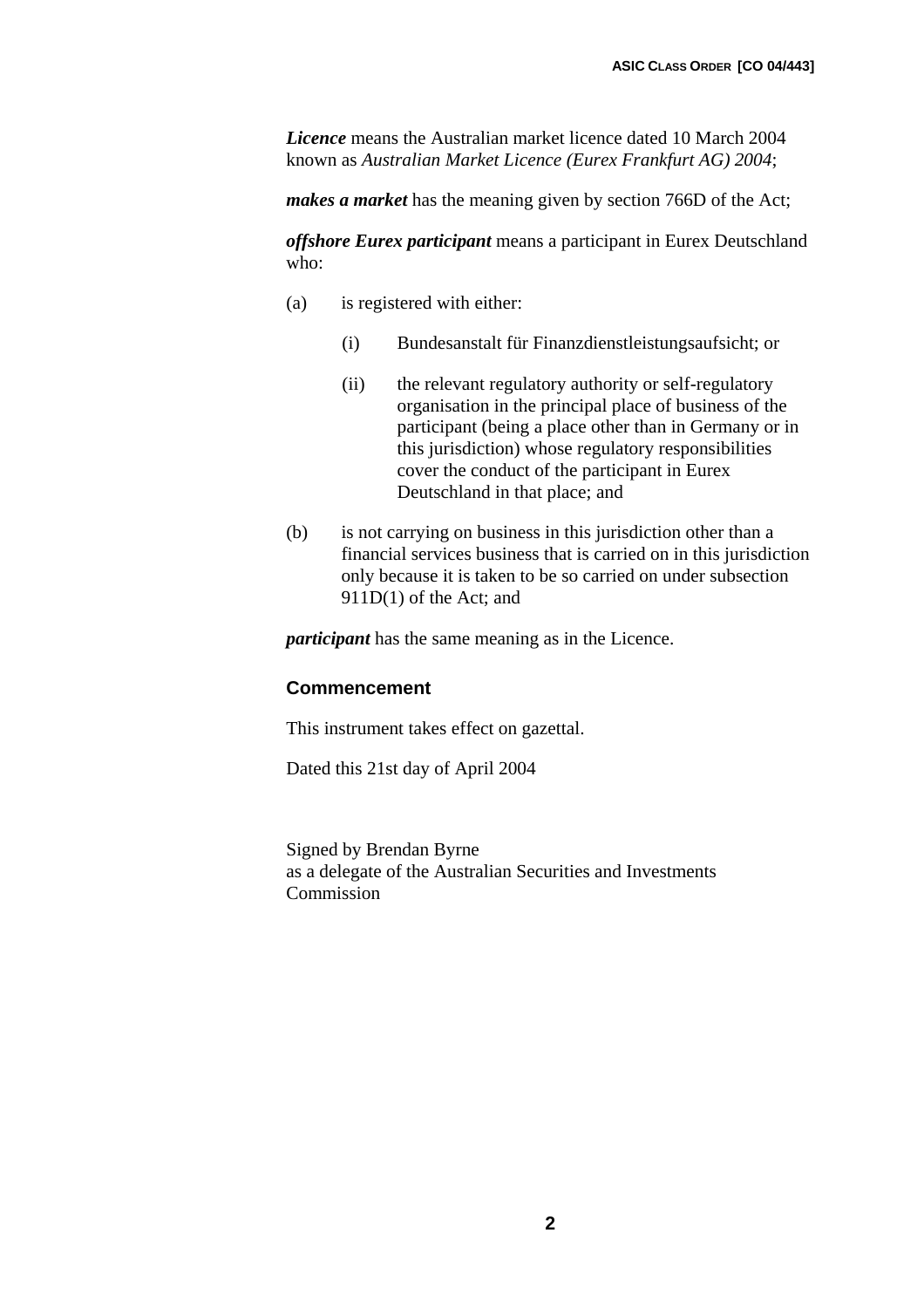***Licence*** means the Australian market licence dated 10 March 2004 known as *Australian Market Licence (Eurex Frankfurt AG) 2004*;

***makes a market*** has the meaning given by section 766D of the Act;

***offshore Eurex participant*** means a participant in Eurex Deutschland who:

(a) is registered with either:

  (i) Bundesanstalt für Finanzdienstleistungsaufsicht; or

  (ii) the relevant regulatory authority or self-regulatory organisation in the principal place of business of the participant (being a place other than in Germany or in this jurisdiction) whose regulatory responsibilities cover the conduct of the participant in Eurex Deutschland in that place; and

(b) is not carrying on business in this jurisdiction other than a financial services business that is carried on in this jurisdiction only because it is taken to be so carried on under subsection 911D(1) of the Act; and

***participant*** has the same meaning as in the Licence.

## Commencement

This instrument takes effect on gazettal.

Dated this 21st day of April 2004

Signed by Brendan Byrne
as a delegate of the Australian Securities and Investments Commission